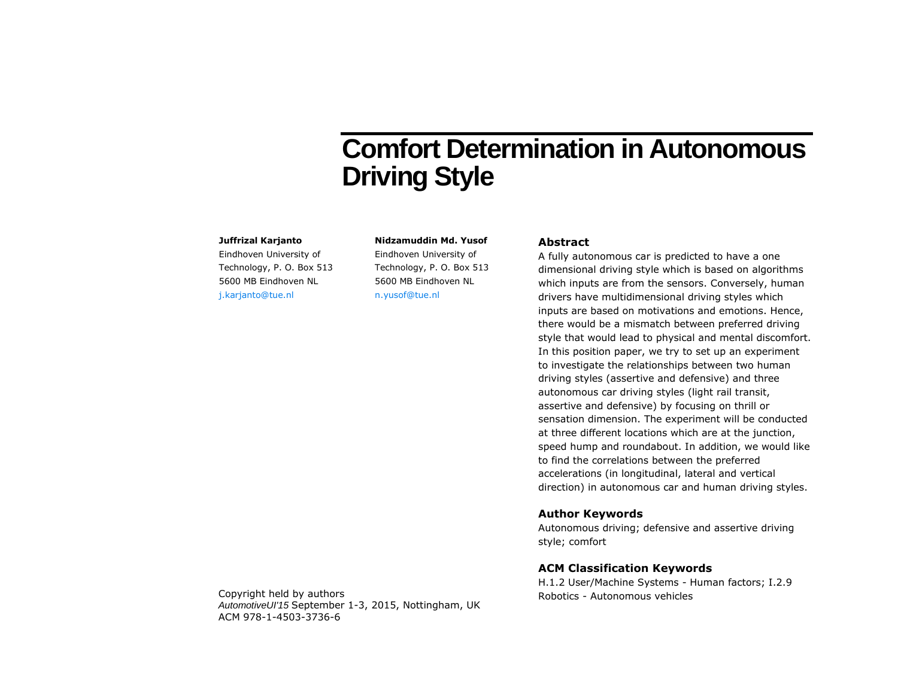# Comfort Determination in Autonomous Driving Style

**Juffrizal Karjanto**
Eindhoven University of Technology, P. O. Box 513
5600 MB Eindhoven NL
j.karjanto@tue.nl

**Nidzamuddin Md. Yusof**
Eindhoven University of Technology, P. O. Box 513
5600 MB Eindhoven NL
n.yusof@tue.nl

Copyright held by authors
*AutomotiveUI'15* September 1-3, 2015, Nottingham, UK
ACM 978-1-4503-3736-6

## Abstract

A fully autonomous car is predicted to have a one dimensional driving style which is based on algorithms which inputs are from the sensors. Conversely, human drivers have multidimensional driving styles which inputs are based on motivations and emotions. Hence, there would be a mismatch between preferred driving style that would lead to physical and mental discomfort. In this position paper, we try to set up an experiment to investigate the relationships between two human driving styles (assertive and defensive) and three autonomous car driving styles (light rail transit, assertive and defensive) by focusing on thrill or sensation dimension. The experiment will be conducted at three different locations which are at the junction, speed hump and roundabout. In addition, we would like to find the correlations between the preferred accelerations (in longitudinal, lateral and vertical direction) in autonomous car and human driving styles.

## Author Keywords

Autonomous driving; defensive and assertive driving style; comfort

## ACM Classification Keywords

H.1.2 User/Machine Systems - Human factors; I.2.9 Robotics - Autonomous vehicles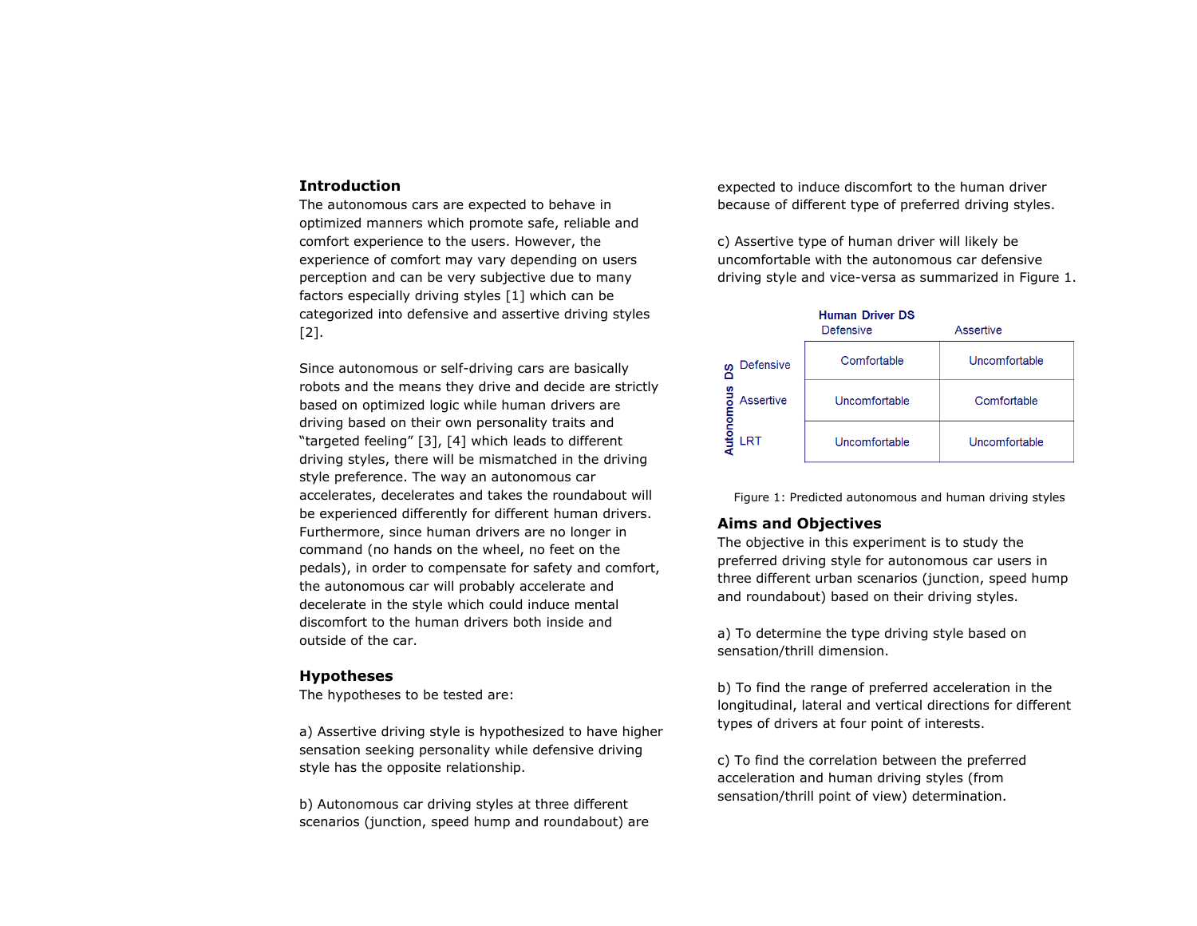## Introduction

The autonomous cars are expected to behave in optimized manners which promote safe, reliable and comfort experience to the users. However, the experience of comfort may vary depending on users perception and can be very subjective due to many factors especially driving styles [1] which can be categorized into defensive and assertive driving styles [2].

Since autonomous or self-driving cars are basically robots and the means they drive and decide are strictly based on optimized logic while human drivers are driving based on their own personality traits and "targeted feeling" [3], [4] which leads to different driving styles, there will be mismatched in the driving style preference. The way an autonomous car accelerates, decelerates and takes the roundabout will be experienced differently for different human drivers. Furthermore, since human drivers are no longer in command (no hands on the wheel, no feet on the pedals), in order to compensate for safety and comfort, the autonomous car will probably accelerate and decelerate in the style which could induce mental discomfort to the human drivers both inside and outside of the car.

## Hypotheses

The hypotheses to be tested are:

a) Assertive driving style is hypothesized to have higher sensation seeking personality while defensive driving style has the opposite relationship.

b) Autonomous car driving styles at three different scenarios (junction, speed hump and roundabout) are expected to induce discomfort to the human driver because of different type of preferred driving styles.

c) Assertive type of human driver will likely be uncomfortable with the autonomous car defensive driving style and vice-versa as summarized in Figure 1.

| Autonomous DS \ Human Driver DS | Defensive | Assertive |
| --- | --- | --- |
| Defensive | Comfortable | Uncomfortable |
| Assertive | Uncomfortable | Comfortable |
| LRT | Uncomfortable | Uncomfortable |

Figure 1: Predicted autonomous and human driving styles

## Aims and Objectives

The objective in this experiment is to study the preferred driving style for autonomous car users in three different urban scenarios (junction, speed hump and roundabout) based on their driving styles.

a) To determine the type driving style based on sensation/thrill dimension.

b) To find the range of preferred acceleration in the longitudinal, lateral and vertical directions for different types of drivers at four point of interests.

c) To find the correlation between the preferred acceleration and human driving styles (from sensation/thrill point of view) determination.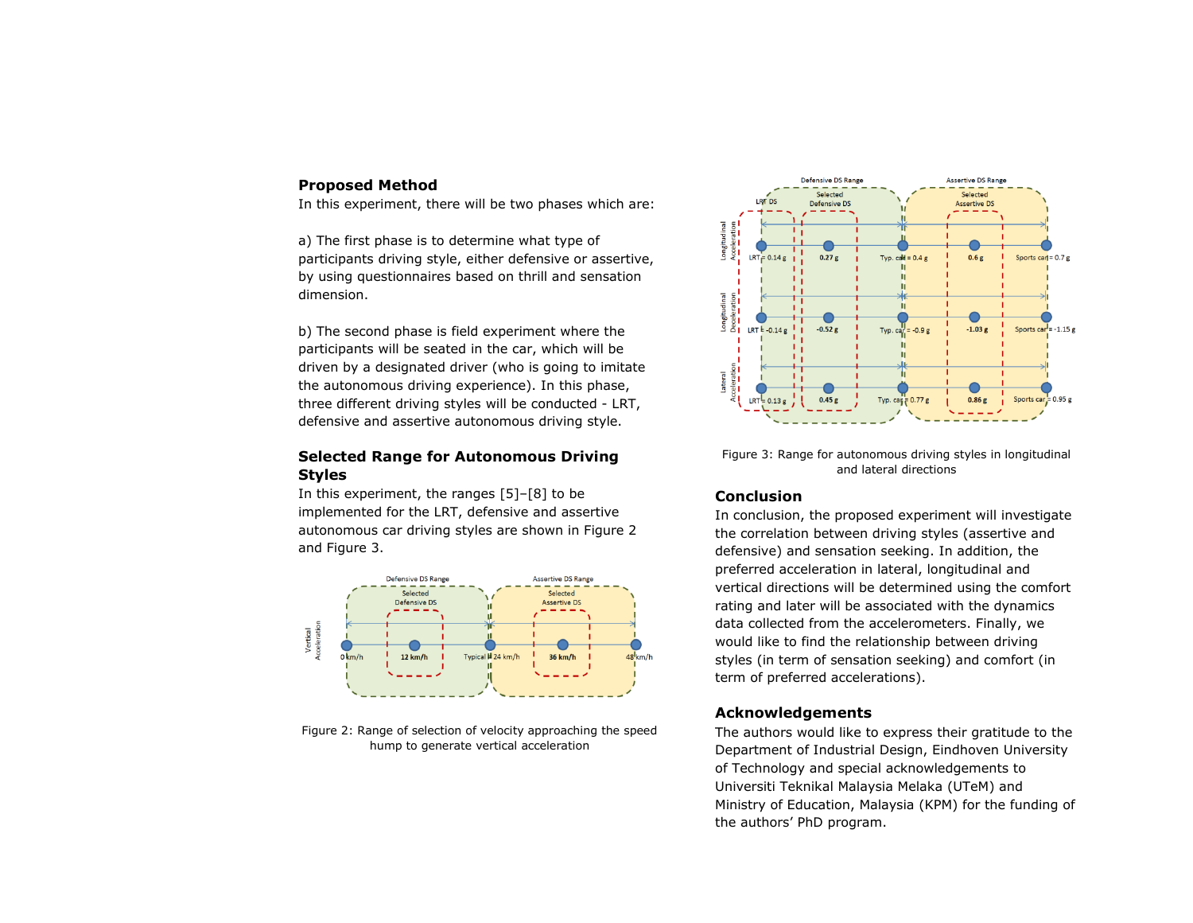## Proposed Method

In this experiment, there will be two phases which are:

a) The first phase is to determine what type of participants driving style, either defensive or assertive, by using questionnaires based on thrill and sensation dimension.

b) The second phase is field experiment where the participants will be seated in the car, which will be driven by a designated driver (who is going to imitate the autonomous driving experience). In this phase, three different driving styles will be conducted - LRT, defensive and assertive autonomous driving style.

## Selected Range for Autonomous Driving Styles

In this experiment, the ranges [5]–[8] to be implemented for the LRT, defensive and assertive autonomous car driving styles are shown in Figure 2 and Figure 3.

Figure 2: Range of selection of velocity approaching the speed hump to generate vertical acceleration

Figure 3: Range for autonomous driving styles in longitudinal and lateral directions

## Conclusion

In conclusion, the proposed experiment will investigate the correlation between driving styles (assertive and defensive) and sensation seeking. In addition, the preferred acceleration in lateral, longitudinal and vertical directions will be determined using the comfort rating and later will be associated with the dynamics data collected from the accelerometers. Finally, we would like to find the relationship between driving styles (in term of sensation seeking) and comfort (in term of preferred accelerations).

## Acknowledgements

The authors would like to express their gratitude to the Department of Industrial Design, Eindhoven University of Technology and special acknowledgements to Universiti Teknikal Malaysia Melaka (UTeM) and Ministry of Education, Malaysia (KPM) for the funding of the authors' PhD program.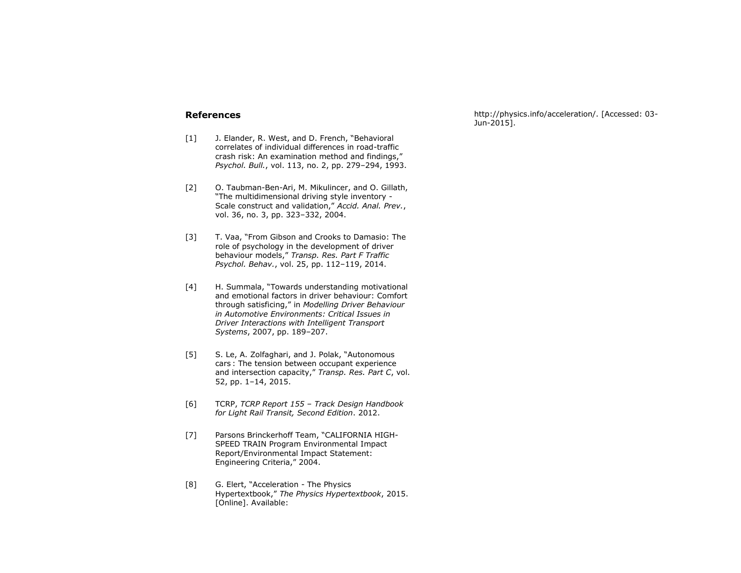## References

[1] J. Elander, R. West, and D. French, "Behavioral correlates of individual differences in road-traffic crash risk: An examination method and findings," *Psychol. Bull.*, vol. 113, no. 2, pp. 279–294, 1993.

[2] O. Taubman-Ben-Ari, M. Mikulincer, and O. Gillath, "The multidimensional driving style inventory - Scale construct and validation," *Accid. Anal. Prev.*, vol. 36, no. 3, pp. 323–332, 2004.

[3] T. Vaa, "From Gibson and Crooks to Damasio: The role of psychology in the development of driver behaviour models," *Transp. Res. Part F Traffic Psychol. Behav.*, vol. 25, pp. 112–119, 2014.

[4] H. Summala, "Towards understanding motivational and emotional factors in driver behaviour: Comfort through satisficing," in *Modelling Driver Behaviour in Automotive Environments: Critical Issues in Driver Interactions with Intelligent Transport Systems*, 2007, pp. 189–207.

[5] S. Le, A. Zolfaghari, and J. Polak, "Autonomous cars : The tension between occupant experience and intersection capacity," *Transp. Res. Part C*, vol. 52, pp. 1–14, 2015.

[6] TCRP, *TCRP Report 155 – Track Design Handbook for Light Rail Transit, Second Edition*. 2012.

[7] Parsons Brinckerhoff Team, "CALIFORNIA HIGH-SPEED TRAIN Program Environmental Impact Report/Environmental Impact Statement: Engineering Criteria," 2004.

[8] G. Elert, "Acceleration - The Physics Hypertextbook," *The Physics Hypertextbook*, 2015. [Online]. Available: http://physics.info/acceleration/. [Accessed: 03-Jun-2015].